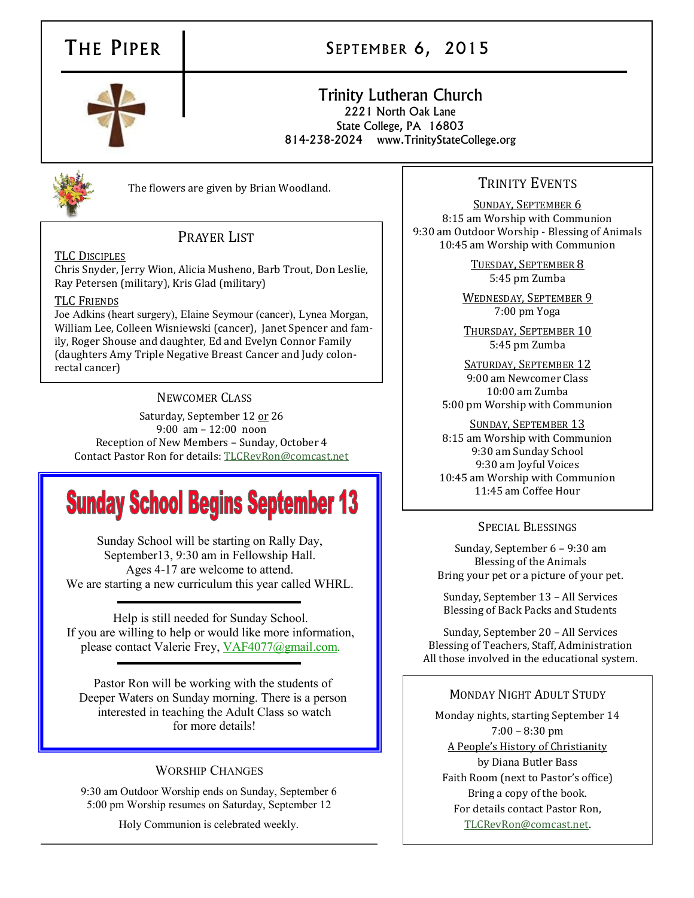# THE PIPER

## SEPTEMBER 6, 2015

### Trinity Lutheran Church

2221 North Oak Lane
State College, PA 16803
814-238-2024 www.TrinityStateCollege.org

The flowers are given by Brian Woodland.

## PRAYER LIST

TLC DISCIPLES

Chris Snyder, Jerry Wion, Alicia Musheno, Barb Trout, Don Leslie, Ray Petersen (military), Kris Glad (military)

TLC FRIENDS

Joe Adkins (heart surgery), Elaine Seymour (cancer), Lynea Morgan, William Lee, Colleen Wisniewski (cancer), Janet Spencer and family, Roger Shouse and daughter, Ed and Evelyn Connor Family (daughters Amy Triple Negative Breast Cancer and Judy colon-rectal cancer)

## NEWCOMER CLASS

Saturday, September 12 or 26
9:00 am – 12:00 noon
Reception of New Members – Sunday, October 4
Contact Pastor Ron for details: TLCRevRon@comcast.net

## Sunday School Begins September 13

Sunday School will be starting on Rally Day, September13, 9:30 am in Fellowship Hall.
Ages 4-17 are welcome to attend.
We are starting a new curriculum this year called WHRL.

---

Help is still needed for Sunday School.
If you are willing to help or would like more information, please contact Valerie Frey, VAF4077@gmail.com.

---

Pastor Ron will be working with the students of Deeper Waters on Sunday morning. There is a person interested in teaching the Adult Class so watch for more details!

## WORSHIP CHANGES

9:30 am Outdoor Worship ends on Sunday, September 6
5:00 pm Worship resumes on Saturday, September 12

Holy Communion is celebrated weekly.

## TRINITY EVENTS

SUNDAY, SEPTEMBER 6

8:15 am Worship with Communion
9:30 am Outdoor Worship - Blessing of Animals
10:45 am Worship with Communion

TUESDAY, SEPTEMBER 8

5:45 pm Zumba

WEDNESDAY, SEPTEMBER 9

7:00 pm Yoga

THURSDAY, SEPTEMBER 10

5:45 pm Zumba

SATURDAY, SEPTEMBER 12

9:00 am Newcomer Class
10:00 am Zumba
5:00 pm Worship with Communion

SUNDAY, SEPTEMBER 13

8:15 am Worship with Communion
9:30 am Sunday School
9:30 am Joyful Voices
10:45 am Worship with Communion
11:45 am Coffee Hour

## SPECIAL BLESSINGS

Sunday, September 6 – 9:30 am
Blessing of the Animals
Bring your pet or a picture of your pet.

Sunday, September 13 – All Services
Blessing of Back Packs and Students

Sunday, September 20 – All Services
Blessing of Teachers, Staff, Administration
All those involved in the educational system.

## MONDAY NIGHT ADULT STUDY

Monday nights, starting September 14
7:00 – 8:30 pm
A People's History of Christianity
by Diana Butler Bass
Faith Room (next to Pastor's office)
Bring a copy of the book.
For details contact Pastor Ron, TLCRevRon@comcast.net.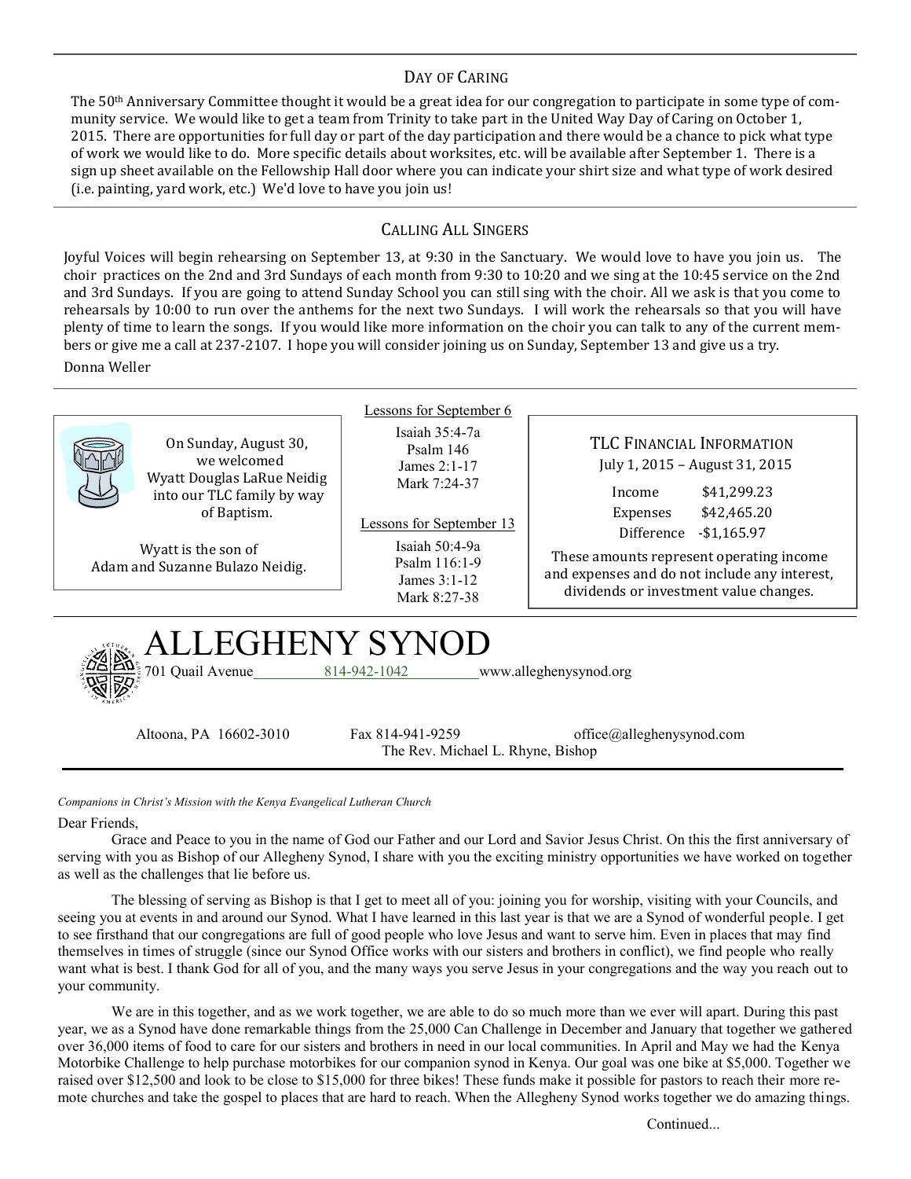## Day of Caring

The 50th Anniversary Committee thought it would be a great idea for our congregation to participate in some type of community service. We would like to get a team from Trinity to take part in the United Way Day of Caring on October 1, 2015. There are opportunities for full day or part of the day participation and there would be a chance to pick what type of work we would like to do. More specific details about worksites, etc. will be available after September 1. There is a sign up sheet available on the Fellowship Hall door where you can indicate your shirt size and what type of work desired (i.e. painting, yard work, etc.) We'd love to have you join us!

## Calling All Singers

Joyful Voices will begin rehearsing on September 13, at 9:30 in the Sanctuary. We would love to have you join us. The choir practices on the 2nd and 3rd Sundays of each month from 9:30 to 10:20 and we sing at the 10:45 service on the 2nd and 3rd Sundays. If you are going to attend Sunday School you can still sing with the choir. All we ask is that you come to rehearsals by 10:00 to run over the anthems for the next two Sundays. I will work the rehearsals so that you will have plenty of time to learn the songs. If you would like more information on the choir you can talk to any of the current members or give me a call at 237-2107. I hope you will consider joining us on Sunday, September 13 and give us a try.

Donna Weller

On Sunday, August 30, we welcomed Wyatt Douglas LaRue Neidig into our TLC family by way of Baptism.

Wyatt is the son of Adam and Suzanne Bulazo Neidig.

Lessons for September 6

Isaiah 35:4-7a
Psalm 146
James 2:1-17
Mark 7:24-37

Lessons for September 13

Isaiah 50:4-9a
Psalm 116:1-9
James 3:1-12
Mark 8:27-38

### TLC Financial Information

July 1, 2015 – August 31, 2015

| | |
|---|---|
| Income | $41,299.23 |
| Expenses | $42,465.20 |
| Difference | -$1,165.97 |

These amounts represent operating income and expenses and do not include any interest, dividends or investment value changes.

# ALLEGHENY SYNOD

701 Quail Avenue 814-942-1042 www.alleghenysynod.org

Altoona, PA 16602-3010 Fax 814-941-9259 office@alleghenysynod.com

The Rev. Michael L. Rhyne, Bishop

*Companions in Christ's Mission with the Kenya Evangelical Lutheran Church*

Dear Friends,

Grace and Peace to you in the name of God our Father and our Lord and Savior Jesus Christ. On this the first anniversary of serving with you as Bishop of our Allegheny Synod, I share with you the exciting ministry opportunities we have worked on together as well as the challenges that lie before us.

The blessing of serving as Bishop is that I get to meet all of you: joining you for worship, visiting with your Councils, and seeing you at events in and around our Synod. What I have learned in this last year is that we are a Synod of wonderful people. I get to see firsthand that our congregations are full of good people who love Jesus and want to serve him. Even in places that may find themselves in times of struggle (since our Synod Office works with our sisters and brothers in conflict), we find people who really want what is best. I thank God for all of you, and the many ways you serve Jesus in your congregations and the way you reach out to your community.

We are in this together, and as we work together, we are able to do so much more than we ever will apart. During this past year, we as a Synod have done remarkable things from the 25,000 Can Challenge in December and January that together we gathered over 36,000 items of food to care for our sisters and brothers in need in our local communities. In April and May we had the Kenya Motorbike Challenge to help purchase motorbikes for our companion synod in Kenya. Our goal was one bike at $5,000. Together we raised over $12,500 and look to be close to $15,000 for three bikes! These funds make it possible for pastors to reach their more remote churches and take the gospel to places that are hard to reach. When the Allegheny Synod works together we do amazing things.

Continued...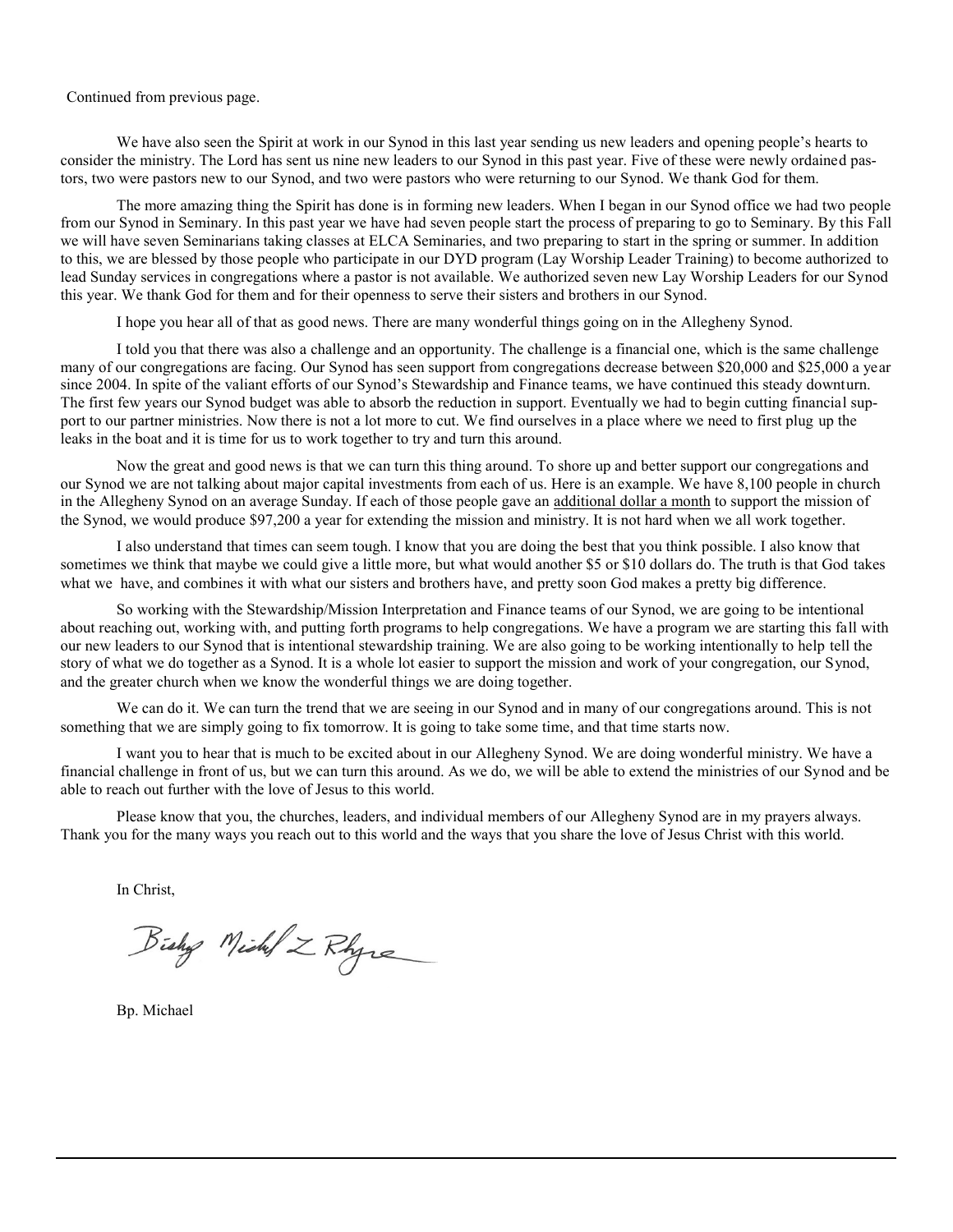Continued from previous page.

We have also seen the Spirit at work in our Synod in this last year sending us new leaders and opening people's hearts to consider the ministry. The Lord has sent us nine new leaders to our Synod in this past year. Five of these were newly ordained pastors, two were pastors new to our Synod, and two were pastors who were returning to our Synod. We thank God for them.

The more amazing thing the Spirit has done is in forming new leaders. When I began in our Synod office we had two people from our Synod in Seminary. In this past year we have had seven people start the process of preparing to go to Seminary. By this Fall we will have seven Seminarians taking classes at ELCA Seminaries, and two preparing to start in the spring or summer. In addition to this, we are blessed by those people who participate in our DYD program (Lay Worship Leader Training) to become authorized to lead Sunday services in congregations where a pastor is not available. We authorized seven new Lay Worship Leaders for our Synod this year. We thank God for them and for their openness to serve their sisters and brothers in our Synod.

I hope you hear all of that as good news. There are many wonderful things going on in the Allegheny Synod.

I told you that there was also a challenge and an opportunity. The challenge is a financial one, which is the same challenge many of our congregations are facing. Our Synod has seen support from congregations decrease between $20,000 and $25,000 a year since 2004. In spite of the valiant efforts of our Synod's Stewardship and Finance teams, we have continued this steady downturn. The first few years our Synod budget was able to absorb the reduction in support. Eventually we had to begin cutting financial support to our partner ministries. Now there is not a lot more to cut. We find ourselves in a place where we need to first plug up the leaks in the boat and it is time for us to work together to try and turn this around.

Now the great and good news is that we can turn this thing around. To shore up and better support our congregations and our Synod we are not talking about major capital investments from each of us. Here is an example. We have 8,100 people in church in the Allegheny Synod on an average Sunday. If each of those people gave an additional dollar a month to support the mission of the Synod, we would produce $97,200 a year for extending the mission and ministry. It is not hard when we all work together.

I also understand that times can seem tough. I know that you are doing the best that you think possible. I also know that sometimes we think that maybe we could give a little more, but what would another $5 or $10 dollars do. The truth is that God takes what we have, and combines it with what our sisters and brothers have, and pretty soon God makes a pretty big difference.

So working with the Stewardship/Mission Interpretation and Finance teams of our Synod, we are going to be intentional about reaching out, working with, and putting forth programs to help congregations. We have a program we are starting this fall with our new leaders to our Synod that is intentional stewardship training. We are also going to be working intentionally to help tell the story of what we do together as a Synod. It is a whole lot easier to support the mission and work of your congregation, our Synod, and the greater church when we know the wonderful things we are doing together.

We can do it. We can turn the trend that we are seeing in our Synod and in many of our congregations around. This is not something that we are simply going to fix tomorrow. It is going to take some time, and that time starts now.

I want you to hear that is much to be excited about in our Allegheny Synod. We are doing wonderful ministry. We have a financial challenge in front of us, but we can turn this around. As we do, we will be able to extend the ministries of our Synod and be able to reach out further with the love of Jesus to this world.

Please know that you, the churches, leaders, and individual members of our Allegheny Synod are in my prayers always. Thank you for the many ways you reach out to this world and the ways that you share the love of Jesus Christ with this world.

In Christ,

Bishop Michael L Rhyne

Bp. Michael